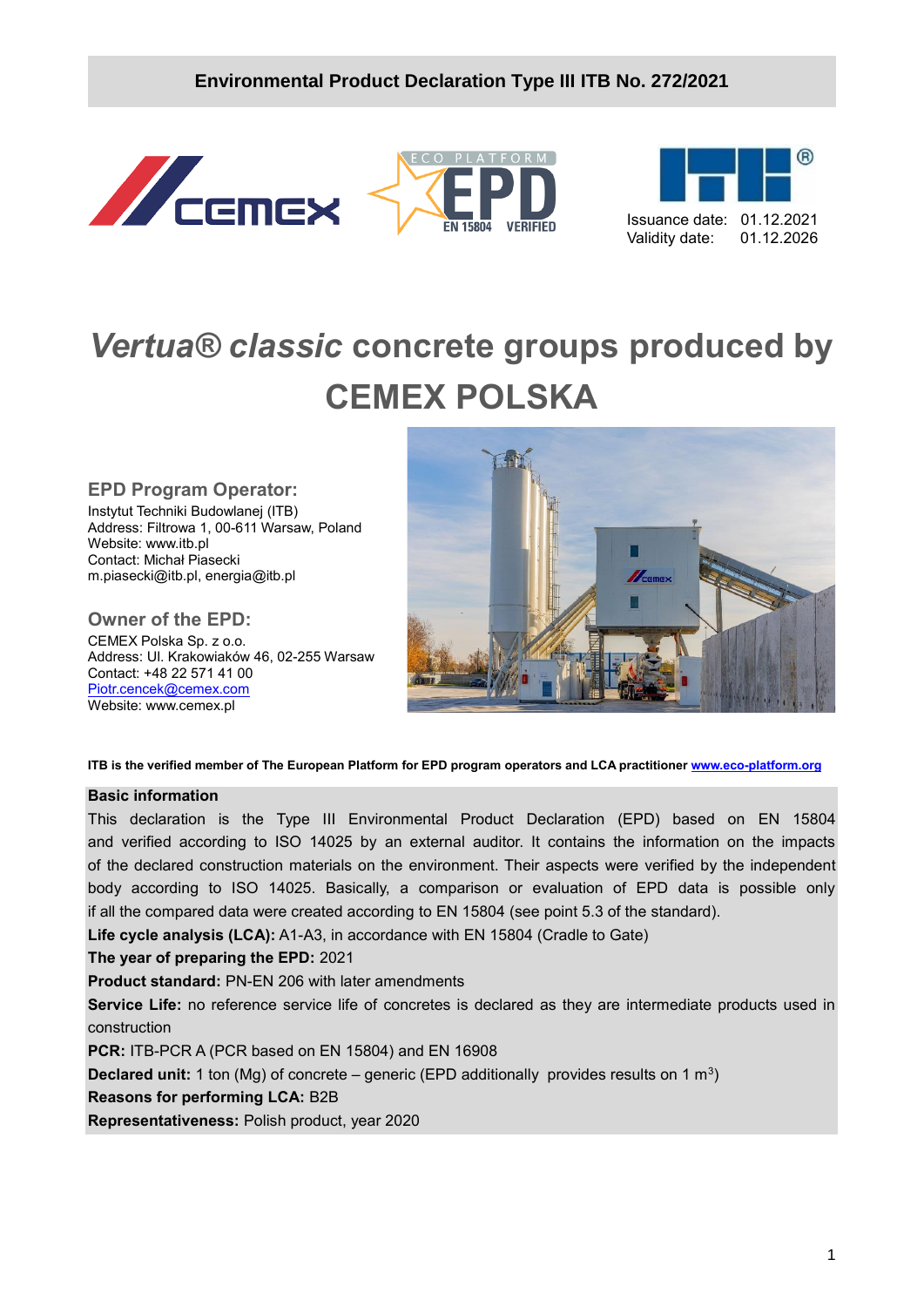**Environmental Product Declaration Type III ITB No. 272/2021**

Issuance date: 01.12.2021
Validity date: 01.12.2026

# *Vertua® classic* concrete groups produced by CEMEX POLSKA

### EPD Program Operator:

Instytut Techniki Budowlanej (ITB)
Address: Filtrowa 1, 00-611 Warsaw, Poland
Website: www.itb.pl
Contact: Michał Piasecki
m.piasecki@itb.pl, energia@itb.pl

### Owner of the EPD:

CEMEX Polska Sp. z o.o.
Address: Ul. Krakowiaków 46, 02-255 Warsaw
Contact: +48 22 571 41 00
Piotr.cencek@cemex.com
Website: www.cemex.pl

**ITB is the verified member of The European Platform for EPD program operators and LCA practitioner www.eco-platform.org**

**Basic information**

This declaration is the Type III Environmental Product Declaration (EPD) based on EN 15804 and verified according to ISO 14025 by an external auditor. It contains the information on the impacts of the declared construction materials on the environment. Their aspects were verified by the independent body according to ISO 14025. Basically, a comparison or evaluation of EPD data is possible only if all the compared data were created according to EN 15804 (see point 5.3 of the standard).

**Life cycle analysis (LCA):** A1-A3, in accordance with EN 15804 (Cradle to Gate)

**The year of preparing the EPD:** 2021

**Product standard:** PN-EN 206 with later amendments

**Service Life:** no reference service life of concretes is declared as they are intermediate products used in construction

**PCR:** ITB-PCR A (PCR based on EN 15804) and EN 16908

**Declared unit:** 1 ton (Mg) of concrete – generic (EPD additionally provides results on 1 $m^3$)

**Reasons for performing LCA:** B2B

**Representativeness:** Polish product, year 2020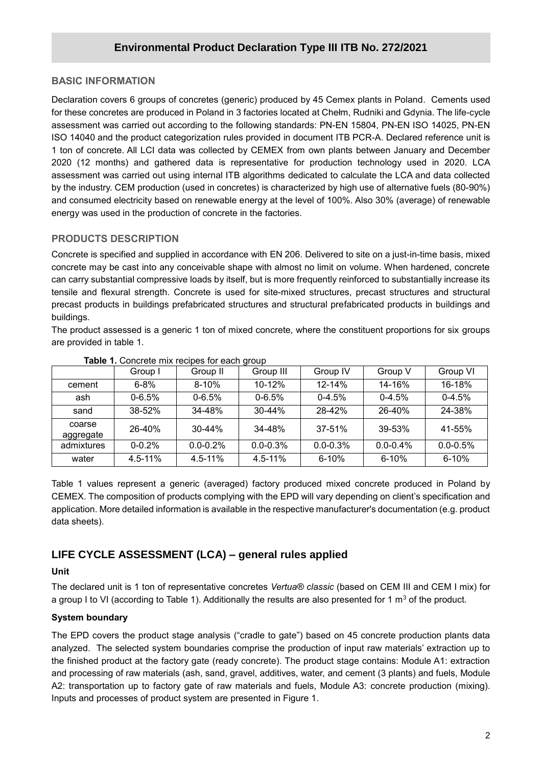## BASIC INFORMATION

Declaration covers 6 groups of concretes (generic) produced by 45 Cemex plants in Poland. Cements used for these concretes are produced in Poland in 3 factories located at Chełm, Rudniki and Gdynia. The life-cycle assessment was carried out according to the following standards: PN-EN 15804, PN-EN ISO 14025, PN-EN ISO 14040 and the product categorization rules provided in document ITB PCR-A. Declared reference unit is 1 ton of concrete. All LCI data was collected by CEMEX from own plants between January and December 2020 (12 months) and gathered data is representative for production technology used in 2020. LCA assessment was carried out using internal ITB algorithms dedicated to calculate the LCA and data collected by the industry. CEM production (used in concretes) is characterized by high use of alternative fuels (80-90%) and consumed electricity based on renewable energy at the level of 100%. Also 30% (average) of renewable energy was used in the production of concrete in the factories.

## PRODUCTS DESCRIPTION

Concrete is specified and supplied in accordance with EN 206. Delivered to site on a just-in-time basis, mixed concrete may be cast into any conceivable shape with almost no limit on volume. When hardened, concrete can carry substantial compressive loads by itself, but is more frequently reinforced to substantially increase its tensile and flexural strength. Concrete is used for site-mixed structures, precast structures and structural precast products in buildings prefabricated structures and structural prefabricated products in buildings and buildings.

The product assessed is a generic 1 ton of mixed concrete, where the constituent proportions for six groups are provided in table 1.

**Table 1.** Concrete mix recipes for each group

| | Group I | Group II | Group III | Group IV | Group V | Group VI |
|---|---|---|---|---|---|---|
| cement | 6-8% | 8-10% | 10-12% | 12-14% | 14-16% | 16-18% |
| ash | 0-6.5% | 0-6.5% | 0-6.5% | 0-4.5% | 0-4.5% | 0-4.5% |
| sand | 38-52% | 34-48% | 30-44% | 28-42% | 26-40% | 24-38% |
| coarse aggregate | 26-40% | 30-44% | 34-48% | 37-51% | 39-53% | 41-55% |
| admixtures | 0-0.2% | 0.0-0.2% | 0.0-0.3% | 0.0-0.3% | 0.0-0.4% | 0.0-0.5% |
| water | 4.5-11% | 4.5-11% | 4.5-11% | 6-10% | 6-10% | 6-10% |

Table 1 values represent a generic (averaged) factory produced mixed concrete produced in Poland by CEMEX. The composition of products complying with the EPD will vary depending on client's specification and application. More detailed information is available in the respective manufacturer's documentation (e.g. product data sheets).

# LIFE CYCLE ASSESSMENT (LCA) – general rules applied

### Unit

The declared unit is 1 ton of representative concretes *Vertua® classic* (based on CEM III and CEM I mix) for a group I to VI (according to Table 1). Additionally the results are also presented for 1 $m^3$ of the product.

### System boundary

The EPD covers the product stage analysis ("cradle to gate") based on 45 concrete production plants data analyzed. The selected system boundaries comprise the production of input raw materials' extraction up to the finished product at the factory gate (ready concrete). The product stage contains: Module A1: extraction and processing of raw materials (ash, sand, gravel, additives, water, and cement (3 plants) and fuels, Module A2: transportation up to factory gate of raw materials and fuels, Module A3: concrete production (mixing). Inputs and processes of product system are presented in Figure 1.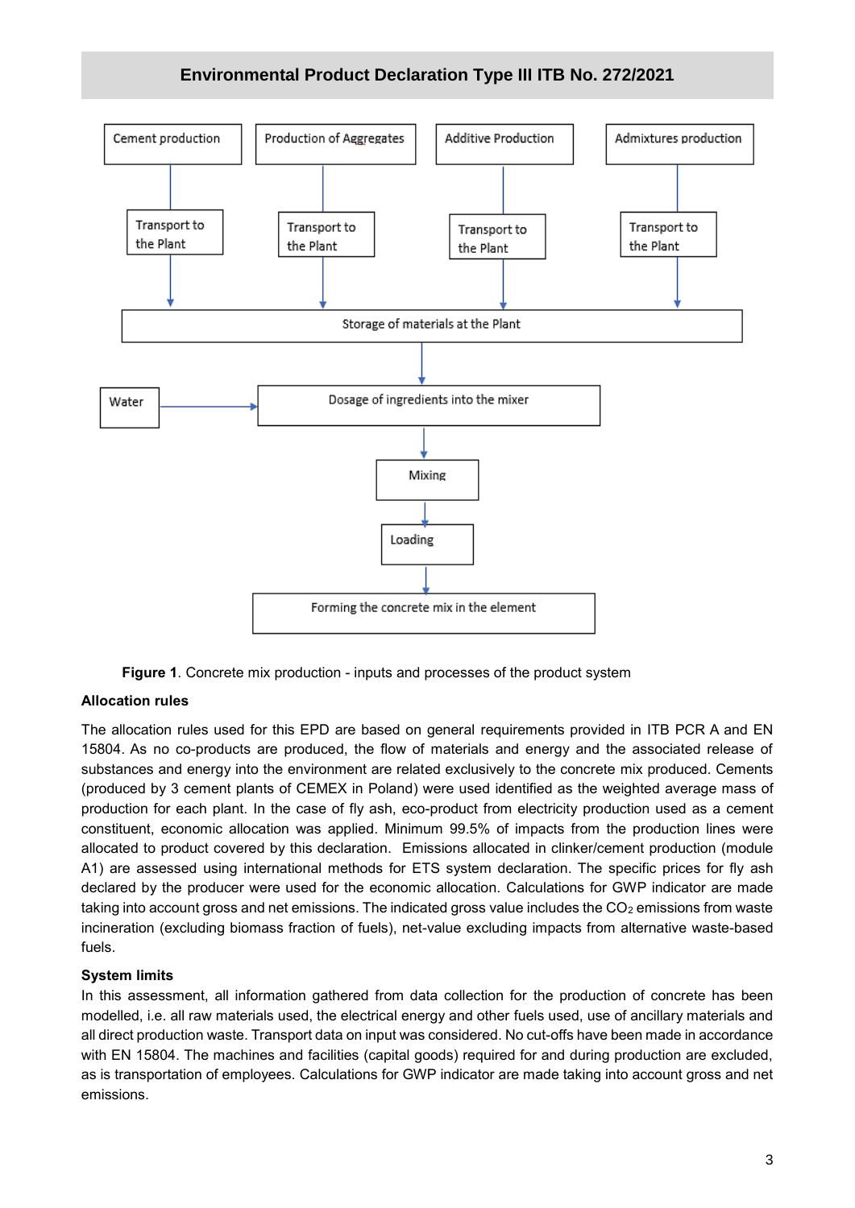Cement production

Production of Aggregates

Additive Production

Admixtures production

Transport to the Plant

Transport to the Plant

Transport to the Plant

Transport to the Plant

Storage of materials at the Plant

Water

Dosage of ingredients into the mixer

Mixing

Loading

Forming the concrete mix in the element

**Figure 1**. Concrete mix production - inputs and processes of the product system

**Allocation rules**

The allocation rules used for this EPD are based on general requirements provided in ITB PCR A and EN 15804. As no co-products are produced, the flow of materials and energy and the associated release of substances and energy into the environment are related exclusively to the concrete mix produced. Cements (produced by 3 cement plants of CEMEX in Poland) were used identified as the weighted average mass of production for each plant. In the case of fly ash, eco-product from electricity production used as a cement constituent, economic allocation was applied. Minimum 99.5% of impacts from the production lines were allocated to product covered by this declaration. Emissions allocated in clinker/cement production (module A1) are assessed using international methods for ETS system declaration. The specific prices for fly ash declared by the producer were used for the economic allocation. Calculations for GWP indicator are made taking into account gross and net emissions. The indicated gross value includes the $CO_2$ emissions from waste incineration (excluding biomass fraction of fuels), net-value excluding impacts from alternative waste-based fuels.

**System limits**

In this assessment, all information gathered from data collection for the production of concrete has been modelled, i.e. all raw materials used, the electrical energy and other fuels used, use of ancillary materials and all direct production waste. Transport data on input was considered. No cut-offs have been made in accordance with EN 15804. The machines and facilities (capital goods) required for and during production are excluded, as is transportation of employees. Calculations for GWP indicator are made taking into account gross and net emissions.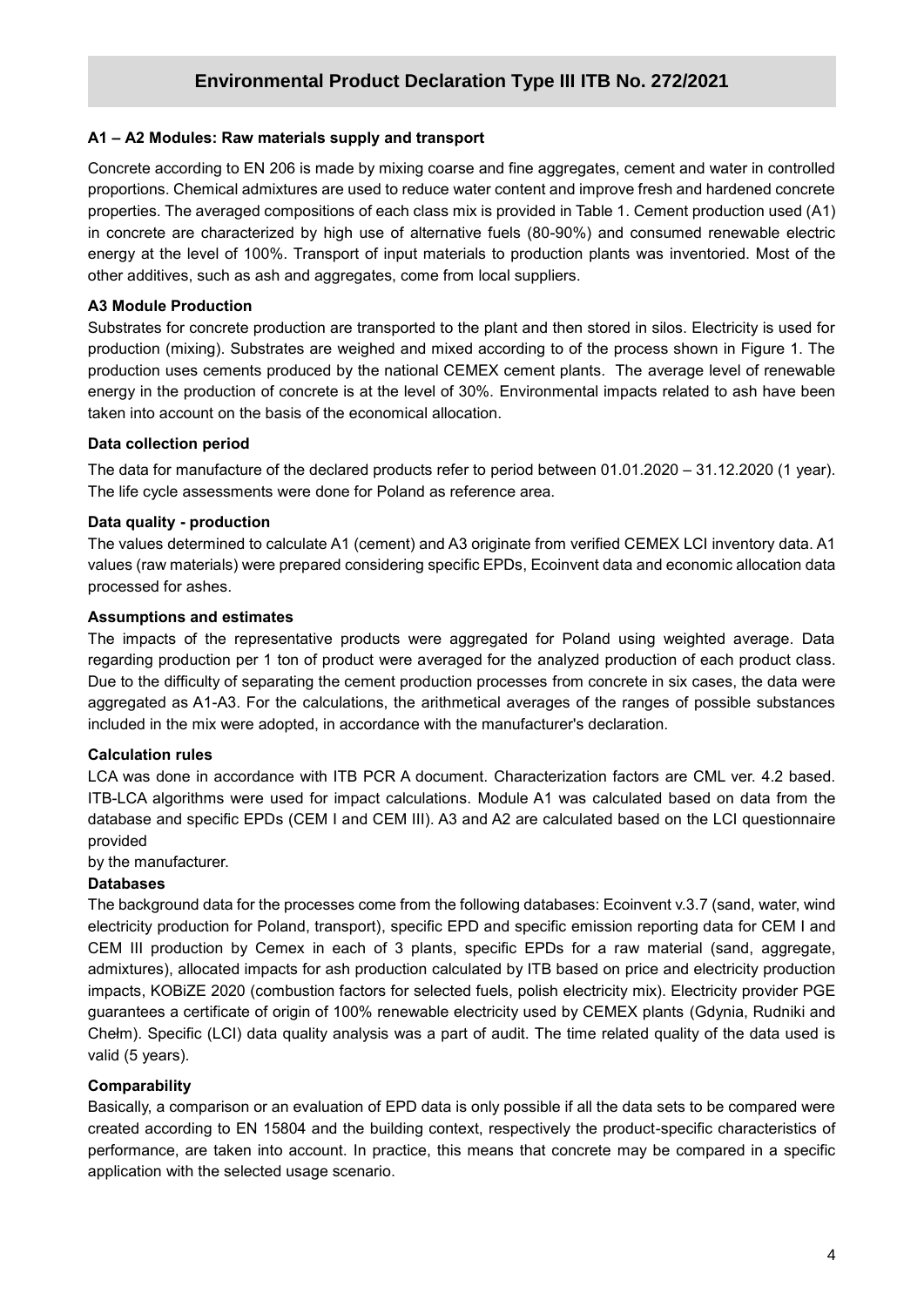### A1 – A2 Modules: Raw materials supply and transport

Concrete according to EN 206 is made by mixing coarse and fine aggregates, cement and water in controlled proportions. Chemical admixtures are used to reduce water content and improve fresh and hardened concrete properties. The averaged compositions of each class mix is provided in Table 1. Cement production used (A1) in concrete are characterized by high use of alternative fuels (80-90%) and consumed renewable electric energy at the level of 100%. Transport of input materials to production plants was inventoried. Most of the other additives, such as ash and aggregates, come from local suppliers.

### A3 Module Production

Substrates for concrete production are transported to the plant and then stored in silos. Electricity is used for production (mixing). Substrates are weighed and mixed according to of the process shown in Figure 1. The production uses cements produced by the national CEMEX cement plants. The average level of renewable energy in the production of concrete is at the level of 30%. Environmental impacts related to ash have been taken into account on the basis of the economical allocation.

### Data collection period

The data for manufacture of the declared products refer to period between 01.01.2020 – 31.12.2020 (1 year). The life cycle assessments were done for Poland as reference area.

### Data quality - production

The values determined to calculate A1 (cement) and A3 originate from verified CEMEX LCI inventory data. A1 values (raw materials) were prepared considering specific EPDs, Ecoinvent data and economic allocation data processed for ashes.

### Assumptions and estimates

The impacts of the representative products were aggregated for Poland using weighted average. Data regarding production per 1 ton of product were averaged for the analyzed production of each product class. Due to the difficulty of separating the cement production processes from concrete in six cases, the data were aggregated as A1-A3. For the calculations, the arithmetical averages of the ranges of possible substances included in the mix were adopted, in accordance with the manufacturer's declaration.

### Calculation rules

LCA was done in accordance with ITB PCR A document. Characterization factors are CML ver. 4.2 based. ITB-LCA algorithms were used for impact calculations. Module A1 was calculated based on data from the database and specific EPDs (CEM I and CEM III). A3 and A2 are calculated based on the LCI questionnaire provided

by the manufacturer.

### Databases

The background data for the processes come from the following databases: Ecoinvent v.3.7 (sand, water, wind electricity production for Poland, transport), specific EPD and specific emission reporting data for CEM I and CEM III production by Cemex in each of 3 plants, specific EPDs for a raw material (sand, aggregate, admixtures), allocated impacts for ash production calculated by ITB based on price and electricity production impacts, KOBiZE 2020 (combustion factors for selected fuels, polish electricity mix). Electricity provider PGE guarantees a certificate of origin of 100% renewable electricity used by CEMEX plants (Gdynia, Rudniki and Chełm). Specific (LCI) data quality analysis was a part of audit. The time related quality of the data used is valid (5 years).

### Comparability

Basically, a comparison or an evaluation of EPD data is only possible if all the data sets to be compared were created according to EN 15804 and the building context, respectively the product-specific characteristics of performance, are taken into account. In practice, this means that concrete may be compared in a specific application with the selected usage scenario.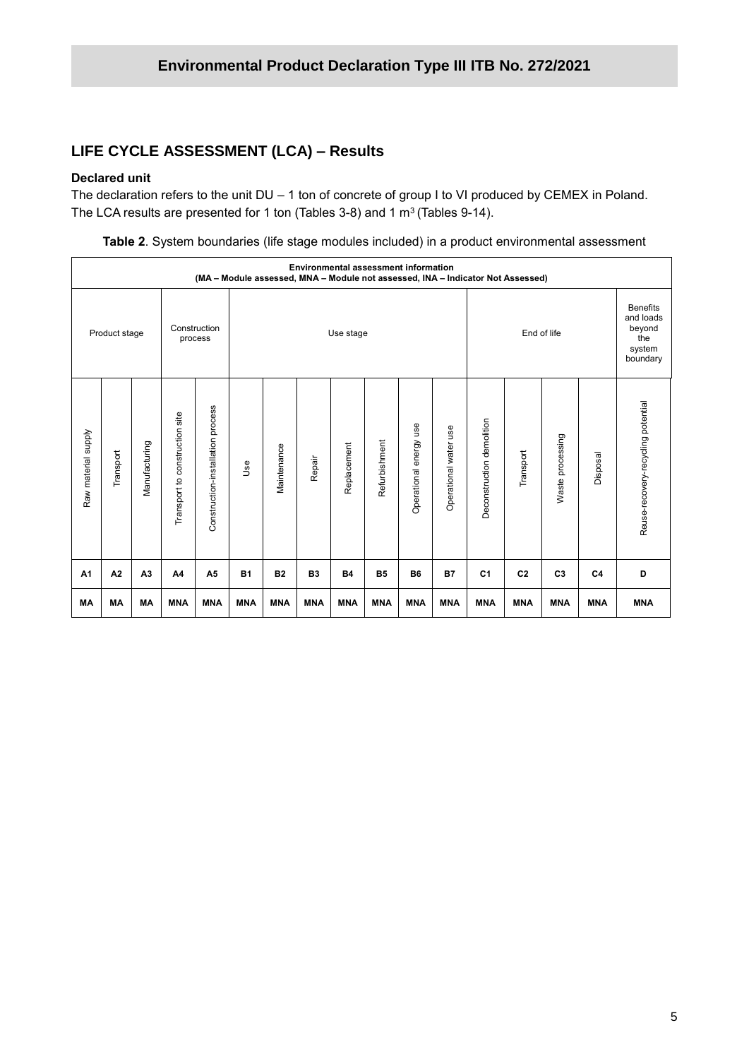## LIFE CYCLE ASSESSMENT (LCA) – Results

### Declared unit

The declaration refers to the unit DU – 1 ton of concrete of group I to VI produced by CEMEX in Poland. The LCA results are presented for 1 ton (Tables 3-8) and 1 m³ (Tables 9-14).

**Table 2**. System boundaries (life stage modules included) in a product environmental assessment

| Environmental assessment information (MA – Module assessed, MNA – Module not assessed, INA – Indicator Not Assessed) | | | | | | | | | | | | | | | | |
|---|---|---|---|---|---|---|---|---|---|---|---|---|---|---|---|---|
| Product stage | | | Construction process | | Use stage | | | | | | | End of life | | | | Benefits and loads beyond the system boundary |
| Raw material supply | Transport | Manufacturing | Transport to construction site | Construction-installation process | Use | Maintenance | Repair | Replacement | Refurbishment | Operational energy use | Operational water use | Deconstruction demolition | Transport | Waste processing | Disposal | Reuse-recovery-recycling potential |
| A1 | A2 | A3 | A4 | A5 | B1 | B2 | B3 | B4 | B5 | B6 | B7 | C1 | C2 | C3 | C4 | D |
| MA | MA | MA | MNA | MNA | MNA | MNA | MNA | MNA | MNA | MNA | MNA | MNA | MNA | MNA | MNA | MNA |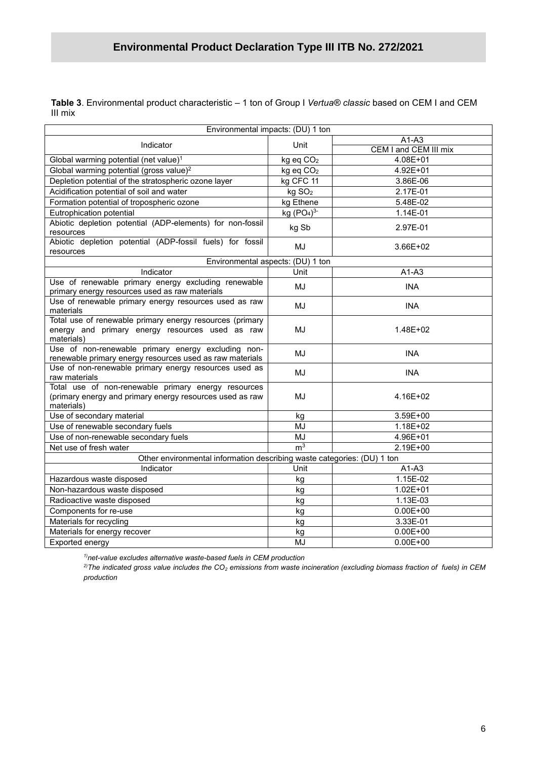**Table 3**. Environmental product characteristic – 1 ton of Group I *Vertua® classic* based on CEM I and CEM III mix

| Environmental impacts: (DU) 1 ton | | |
|---|---|---|
| Indicator | Unit | A1-A3 |
| | | CEM I and CEM III mix |
| Global warming potential (net value)[1] | kg eq $CO_2$ | 4.08E+01 |
| Global warming potential (gross value)[2] | kg eq $CO_2$ | 4.92E+01 |
| Depletion potential of the stratospheric ozone layer | kg CFC 11 | 3.86E-06 |
| Acidification potential of soil and water | kg $SO_2$ | 2.17E-01 |
| Formation potential of tropospheric ozone | kg Ethene | 5.48E-02 |
| Eutrophication potential | kg $(PO_4)^{3-}$ | 1.14E-01 |
| Abiotic depletion potential (ADP-elements) for non-fossil resources | kg Sb | 2.97E-01 |
| Abiotic depletion potential (ADP-fossil fuels) for fossil resources | MJ | 3.66E+02 |
| **Environmental aspects: (DU) 1 ton** | | |
| Indicator | Unit | A1-A3 |
| Use of renewable primary energy excluding renewable primary energy resources used as raw materials | MJ | INA |
| Use of renewable primary energy resources used as raw materials | MJ | INA |
| Total use of renewable primary energy resources (primary energy and primary energy resources used as raw materials) | MJ | 1.48E+02 |
| Use of non-renewable primary energy excluding non-renewable primary energy resources used as raw materials | MJ | INA |
| Use of non-renewable primary energy resources used as raw materials | MJ | INA |
| Total use of non-renewable primary energy resources (primary energy and primary energy resources used as raw materials) | MJ | 4.16E+02 |
| Use of secondary material | kg | 3.59E+00 |
| Use of renewable secondary fuels | MJ | 1.18E+02 |
| Use of non-renewable secondary fuels | MJ | 4.96E+01 |
| Net use of fresh water | $m^3$ | 2.19E+00 |
| **Other environmental information describing waste categories: (DU) 1 ton** | | |
| Indicator | Unit | A1-A3 |
| Hazardous waste disposed | kg | 1.15E-02 |
| Non-hazardous waste disposed | kg | 1.02E+01 |
| Radioactive waste disposed | kg | 1.13E-03 |
| Components for re-use | kg | 0.00E+00 |
| Materials for recycling | kg | 3.33E-01 |
| Materials for energy recover | kg | 0.00E+00 |
| Exported energy | MJ | 0.00E+00 |

*[1)] net-value excludes alternative waste-based fuels in CEM production*

*[2)] The indicated gross value includes the $CO_2$ emissions from waste incineration (excluding biomass fraction of fuels) in CEM production*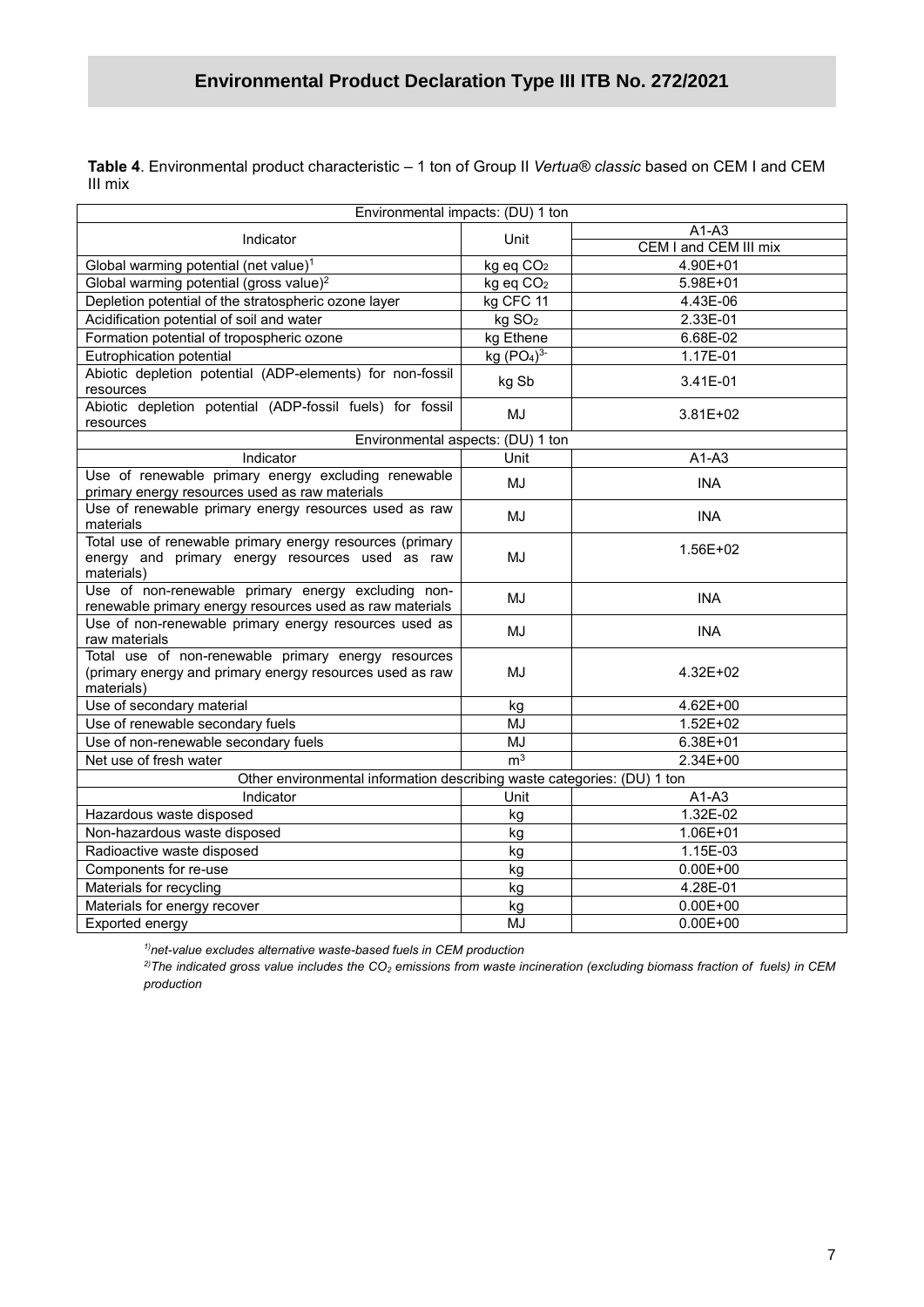## Environmental Product Declaration Type III ITB No. 272/2021

**Table 4**. Environmental product characteristic – 1 ton of Group II *Vertua® classic* based on CEM I and CEM III mix

| Environmental impacts: (DU) 1 ton | | |
|---|---|---|
| Indicator | Unit | A1-A3 |
| | | CEM I and CEM III mix |
| Global warming potential (net value)[1] | kg eq $CO_2$ | 4.90E+01 |
| Global warming potential (gross value)[2] | kg eq $CO_2$ | 5.98E+01 |
| Depletion potential of the stratospheric ozone layer | kg CFC 11 | 4.43E-06 |
| Acidification potential of soil and water | kg $SO_2$ | 2.33E-01 |
| Formation potential of tropospheric ozone | kg Ethene | 6.68E-02 |
| Eutrophication potential | kg $(PO_4)^{3-}$ | 1.17E-01 |
| Abiotic depletion potential (ADP-elements) for non-fossil resources | kg Sb | 3.41E-01 |
| Abiotic depletion potential (ADP-fossil fuels) for fossil resources | MJ | 3.81E+02 |
| **Environmental aspects: (DU) 1 ton** | | |
| Indicator | Unit | A1-A3 |
| Use of renewable primary energy excluding renewable primary energy resources used as raw materials | MJ | INA |
| Use of renewable primary energy resources used as raw materials | MJ | INA |
| Total use of renewable primary energy resources (primary energy and primary energy resources used as raw materials) | MJ | 1.56E+02 |
| Use of non-renewable primary energy excluding non-renewable primary energy resources used as raw materials | MJ | INA |
| Use of non-renewable primary energy resources used as raw materials | MJ | INA |
| Total use of non-renewable primary energy resources (primary energy and primary energy resources used as raw materials) | MJ | 4.32E+02 |
| Use of secondary material | kg | 4.62E+00 |
| Use of renewable secondary fuels | MJ | 1.52E+02 |
| Use of non-renewable secondary fuels | MJ | 6.38E+01 |
| Net use of fresh water | $m^3$ | 2.34E+00 |
| **Other environmental information describing waste categories: (DU) 1 ton** | | |
| Indicator | Unit | A1-A3 |
| Hazardous waste disposed | kg | 1.32E-02 |
| Non-hazardous waste disposed | kg | 1.06E+01 |
| Radioactive waste disposed | kg | 1.15E-03 |
| Components for re-use | kg | 0.00E+00 |
| Materials for recycling | kg | 4.28E-01 |
| Materials for energy recover | kg | 0.00E+00 |
| Exported energy | MJ | 0.00E+00 |

*[1)] net-value excludes alternative waste-based fuels in CEM production*

*[2)] The indicated gross value includes the $CO_2$ emissions from waste incineration (excluding biomass fraction of fuels) in CEM production*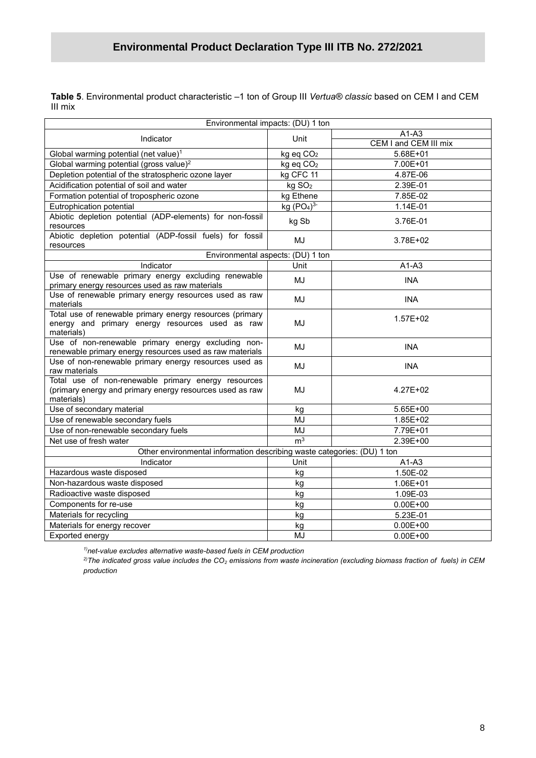**Table 5**. Environmental product characteristic –1 ton of Group III *Vertua® classic* based on CEM I and CEM III mix

| Environmental impacts: (DU) 1 ton | | |
|---|---|---|
| Indicator | Unit | A1-A3 |
| | | CEM I and CEM III mix |
| Global warming potential (net value)[1] | kg eq $CO_2$ | 5.68E+01 |
| Global warming potential (gross value)[2] | kg eq $CO_2$ | 7.00E+01 |
| Depletion potential of the stratospheric ozone layer | kg CFC 11 | 4.87E-06 |
| Acidification potential of soil and water | kg $SO_2$ | 2.39E-01 |
| Formation potential of tropospheric ozone | kg Ethene | 7.85E-02 |
| Eutrophication potential | kg $(PO_4)^{3-}$ | 1.14E-01 |
| Abiotic depletion potential (ADP-elements) for non-fossil resources | kg Sb | 3.76E-01 |
| Abiotic depletion potential (ADP-fossil fuels) for fossil resources | MJ | 3.78E+02 |
| Environmental aspects: (DU) 1 ton | | |
| Indicator | Unit | A1-A3 |
| Use of renewable primary energy excluding renewable primary energy resources used as raw materials | MJ | INA |
| Use of renewable primary energy resources used as raw materials | MJ | INA |
| Total use of renewable primary energy resources (primary energy and primary energy resources used as raw materials) | MJ | 1.57E+02 |
| Use of non-renewable primary energy excluding non-renewable primary energy resources used as raw materials | MJ | INA |
| Use of non-renewable primary energy resources used as raw materials | MJ | INA |
| Total use of non-renewable primary energy resources (primary energy and primary energy resources used as raw materials) | MJ | 4.27E+02 |
| Use of secondary material | kg | 5.65E+00 |
| Use of renewable secondary fuels | MJ | 1.85E+02 |
| Use of non-renewable secondary fuels | MJ | 7.79E+01 |
| Net use of fresh water | $m^3$ | 2.39E+00 |
| Other environmental information describing waste categories: (DU) 1 ton | | |
| Indicator | Unit | A1-A3 |
| Hazardous waste disposed | kg | 1.50E-02 |
| Non-hazardous waste disposed | kg | 1.06E+01 |
| Radioactive waste disposed | kg | 1.09E-03 |
| Components for re-use | kg | 0.00E+00 |
| Materials for recycling | kg | 5.23E-01 |
| Materials for energy recover | kg | 0.00E+00 |
| Exported energy | MJ | 0.00E+00 |

*[1)] net-value excludes alternative waste-based fuels in CEM production*

*[2)] The indicated gross value includes the $CO_2$ emissions from waste incineration (excluding biomass fraction of fuels) in CEM production*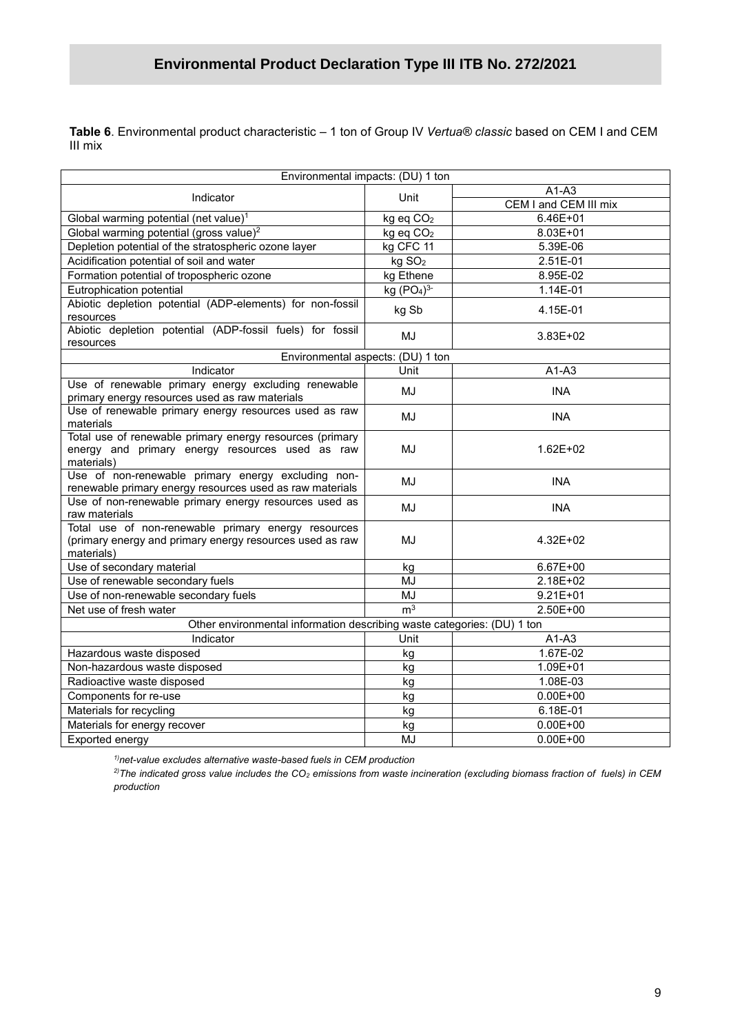**Table 6**. Environmental product characteristic – 1 ton of Group IV *Vertua® classic* based on CEM I and CEM III mix

| Environmental impacts: (DU) 1 ton | | |
|---|---|---|
| Indicator | Unit | A1-A3 |
| | | CEM I and CEM III mix |
| Global warming potential (net value)[1] | kg eq $CO_2$ | 6.46E+01 |
| Global warming potential (gross value)[2] | kg eq $CO_2$ | 8.03E+01 |
| Depletion potential of the stratospheric ozone layer | kg CFC 11 | 5.39E-06 |
| Acidification potential of soil and water | kg $SO_2$ | 2.51E-01 |
| Formation potential of tropospheric ozone | kg Ethene | 8.95E-02 |
| Eutrophication potential | kg $(PO_4)^{3-}$ | 1.14E-01 |
| Abiotic depletion potential (ADP-elements) for non-fossil resources | kg Sb | 4.15E-01 |
| Abiotic depletion potential (ADP-fossil fuels) for fossil resources | MJ | 3.83E+02 |
| **Environmental aspects: (DU) 1 ton** | | |
| Indicator | Unit | A1-A3 |
| Use of renewable primary energy excluding renewable primary energy resources used as raw materials | MJ | INA |
| Use of renewable primary energy resources used as raw materials | MJ | INA |
| Total use of renewable primary energy resources (primary energy and primary energy resources used as raw materials) | MJ | 1.62E+02 |
| Use of non-renewable primary energy excluding non-renewable primary energy resources used as raw materials | MJ | INA |
| Use of non-renewable primary energy resources used as raw materials | MJ | INA |
| Total use of non-renewable primary energy resources (primary energy and primary energy resources used as raw materials) | MJ | 4.32E+02 |
| Use of secondary material | kg | 6.67E+00 |
| Use of renewable secondary fuels | MJ | 2.18E+02 |
| Use of non-renewable secondary fuels | MJ | 9.21E+01 |
| Net use of fresh water | $m^3$ | 2.50E+00 |
| **Other environmental information describing waste categories: (DU) 1 ton** | | |
| Indicator | Unit | A1-A3 |
| Hazardous waste disposed | kg | 1.67E-02 |
| Non-hazardous waste disposed | kg | 1.09E+01 |
| Radioactive waste disposed | kg | 1.08E-03 |
| Components for re-use | kg | 0.00E+00 |
| Materials for recycling | kg | 6.18E-01 |
| Materials for energy recover | kg | 0.00E+00 |
| Exported energy | MJ | 0.00E+00 |

*[1)] net-value excludes alternative waste-based fuels in CEM production*

*[2)] The indicated gross value includes the $CO_2$ emissions from waste incineration (excluding biomass fraction of fuels) in CEM production*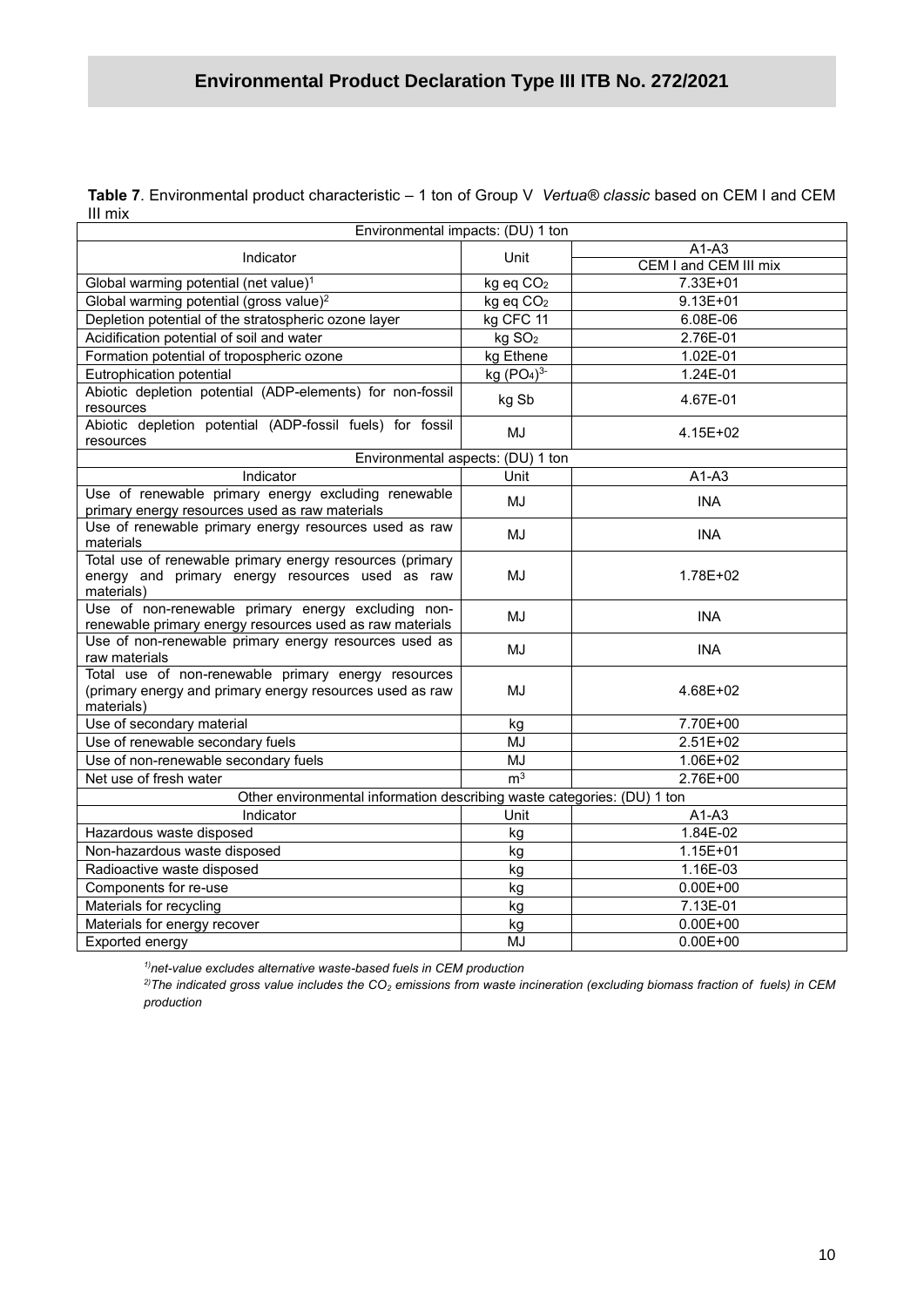# Environmental Product Declaration Type III ITB No. 272/2021

**Table 7**. Environmental product characteristic – 1 ton of Group V *Vertua® classic* based on CEM I and CEM III mix

| Environmental impacts: (DU) 1 ton | | |
|---|---|---|
| Indicator | Unit | A1-A3<br>CEM I and CEM III mix |
| Global warming potential (net value)[1] | kg eq $CO_2$ | 7.33E+01 |
| Global warming potential (gross value)[2] | kg eq $CO_2$ | 9.13E+01 |
| Depletion potential of the stratospheric ozone layer | kg CFC 11 | 6.08E-06 |
| Acidification potential of soil and water | kg $SO_2$ | 2.76E-01 |
| Formation potential of tropospheric ozone | kg Ethene | 1.02E-01 |
| Eutrophication potential | kg $(PO_4)^{3-}$ | 1.24E-01 |
| Abiotic depletion potential (ADP-elements) for non-fossil resources | kg Sb | 4.67E-01 |
| Abiotic depletion potential (ADP-fossil fuels) for fossil resources | MJ | 4.15E+02 |
| **Environmental aspects: (DU) 1 ton** | | |
| Indicator | Unit | A1-A3 |
| Use of renewable primary energy excluding renewable primary energy resources used as raw materials | MJ | INA |
| Use of renewable primary energy resources used as raw materials | MJ | INA |
| Total use of renewable primary energy resources (primary energy and primary energy resources used as raw materials) | MJ | 1.78E+02 |
| Use of non-renewable primary energy excluding non-renewable primary energy resources used as raw materials | MJ | INA |
| Use of non-renewable primary energy resources used as raw materials | MJ | INA |
| Total use of non-renewable primary energy resources (primary energy and primary energy resources used as raw materials) | MJ | 4.68E+02 |
| Use of secondary material | kg | 7.70E+00 |
| Use of renewable secondary fuels | MJ | 2.51E+02 |
| Use of non-renewable secondary fuels | MJ | 1.06E+02 |
| Net use of fresh water | $m^3$ | 2.76E+00 |
| **Other environmental information describing waste categories: (DU) 1 ton** | | |
| Indicator | Unit | A1-A3 |
| Hazardous waste disposed | kg | 1.84E-02 |
| Non-hazardous waste disposed | kg | 1.15E+01 |
| Radioactive waste disposed | kg | 1.16E-03 |
| Components for re-use | kg | 0.00E+00 |
| Materials for recycling | kg | 7.13E-01 |
| Materials for energy recover | kg | 0.00E+00 |
| Exported energy | MJ | 0.00E+00 |

*[1)] net-value excludes alternative waste-based fuels in CEM production*

*[2)] The indicated gross value includes the $CO_2$ emissions from waste incineration (excluding biomass fraction of fuels) in CEM production*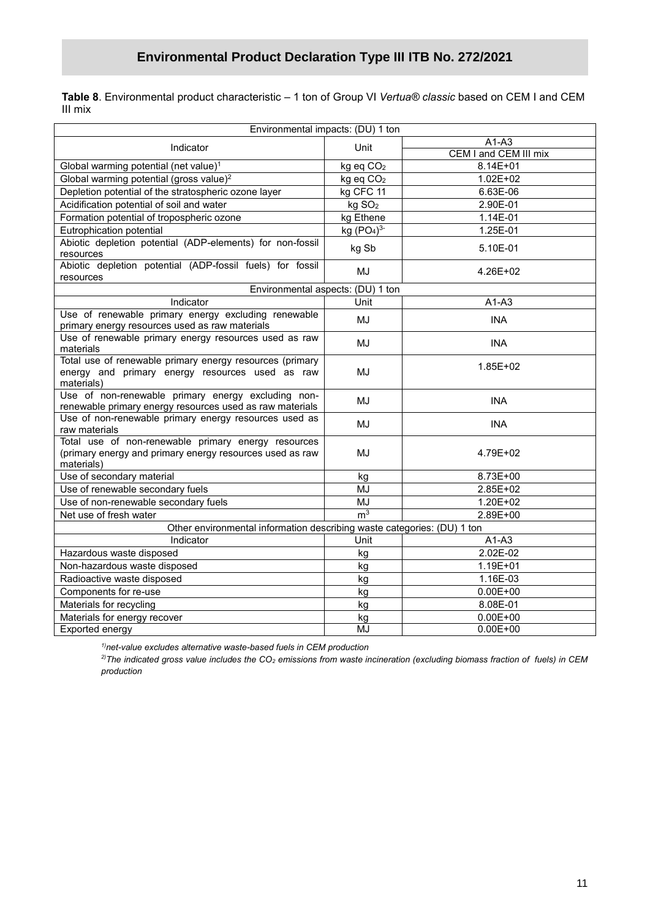# Environmental Product Declaration Type III ITB No. 272/2021

**Table 8**. Environmental product characteristic – 1 ton of Group VI *Vertua® classic* based on CEM I and CEM III mix

| Environmental impacts: (DU) 1 ton | | |
|---|---|---|
| Indicator | Unit | A1-A3 |
| | | CEM I and CEM III mix |
| Global warming potential (net value)[1] | kg eq $CO_2$ | 8.14E+01 |
| Global warming potential (gross value)[2] | kg eq $CO_2$ | 1.02E+02 |
| Depletion potential of the stratospheric ozone layer | kg CFC 11 | 6.63E-06 |
| Acidification potential of soil and water | kg $SO_2$ | 2.90E-01 |
| Formation potential of tropospheric ozone | kg Ethene | 1.14E-01 |
| Eutrophication potential | kg $(PO_4)^{3-}$ | 1.25E-01 |
| Abiotic depletion potential (ADP-elements) for non-fossil resources | kg Sb | 5.10E-01 |
| Abiotic depletion potential (ADP-fossil fuels) for fossil resources | MJ | 4.26E+02 |
| **Environmental aspects: (DU) 1 ton** | | |
| Indicator | Unit | A1-A3 |
| Use of renewable primary energy excluding renewable primary energy resources used as raw materials | MJ | INA |
| Use of renewable primary energy resources used as raw materials | MJ | INA |
| Total use of renewable primary energy resources (primary energy and primary energy resources used as raw materials) | MJ | 1.85E+02 |
| Use of non-renewable primary energy excluding non-renewable primary energy resources used as raw materials | MJ | INA |
| Use of non-renewable primary energy resources used as raw materials | MJ | INA |
| Total use of non-renewable primary energy resources (primary energy and primary energy resources used as raw materials) | MJ | 4.79E+02 |
| Use of secondary material | kg | 8.73E+00 |
| Use of renewable secondary fuels | MJ | 2.85E+02 |
| Use of non-renewable secondary fuels | MJ | 1.20E+02 |
| Net use of fresh water | $m^3$ | 2.89E+00 |
| **Other environmental information describing waste categories: (DU) 1 ton** | | |
| Indicator | Unit | A1-A3 |
| Hazardous waste disposed | kg | 2.02E-02 |
| Non-hazardous waste disposed | kg | 1.19E+01 |
| Radioactive waste disposed | kg | 1.16E-03 |
| Components for re-use | kg | 0.00E+00 |
| Materials for recycling | kg | 8.08E-01 |
| Materials for energy recover | kg | 0.00E+00 |
| Exported energy | MJ | 0.00E+00 |

*[1] net-value excludes alternative waste-based fuels in CEM production*

*[2] The indicated gross value includes the $CO_2$ emissions from waste incineration (excluding biomass fraction of fuels) in CEM production*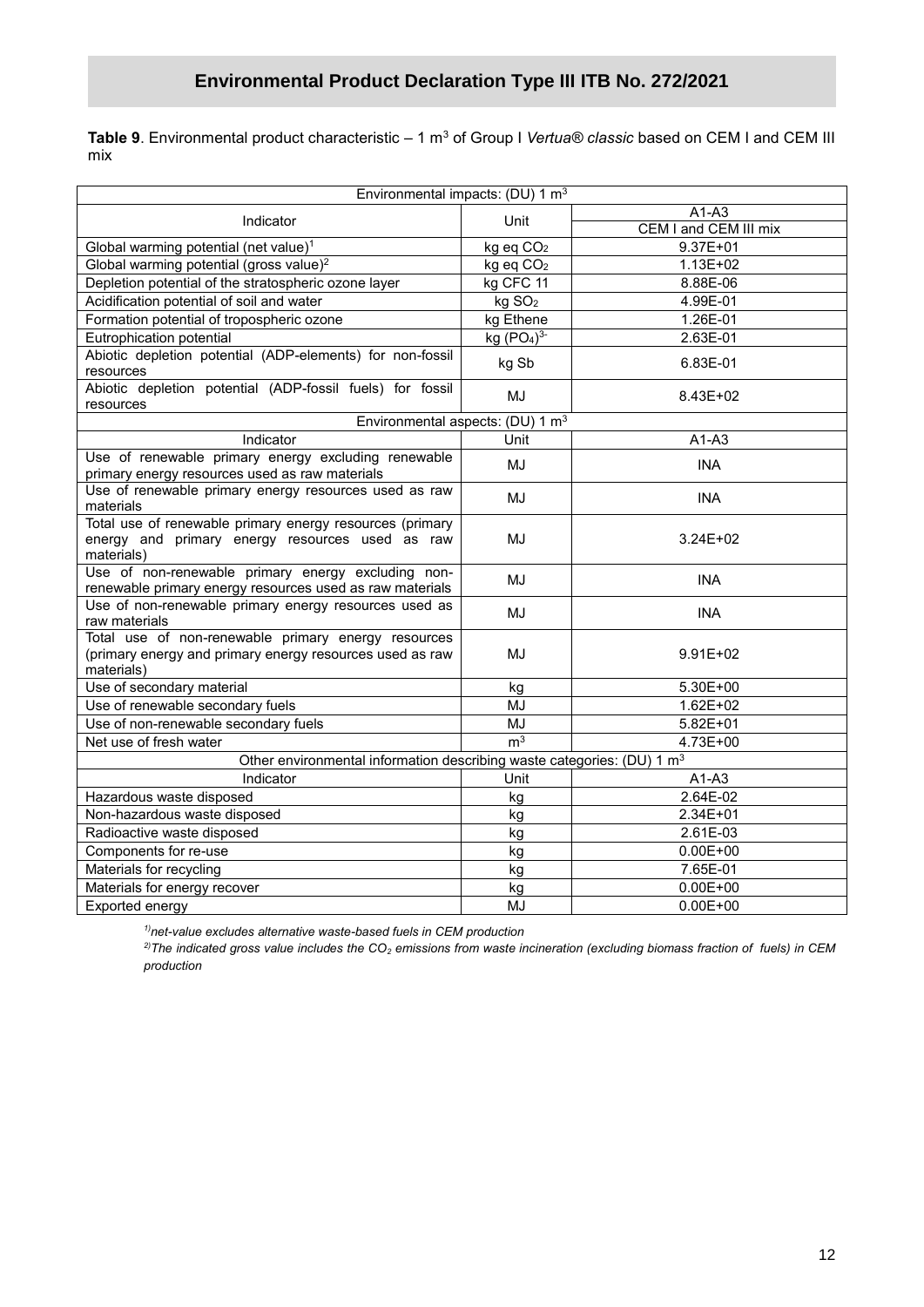# Environmental Product Declaration Type III ITB No. 272/2021

**Table 9**. Environmental product characteristic – 1 $m^3$ of Group I *Vertua® classic* based on CEM I and CEM III mix

| Environmental impacts: (DU) 1 $m^3$ | | |
|---|---|---|
| Indicator | Unit | A1-A3 |
| | | CEM I and CEM III mix |
| Global warming potential (net value)[1] | kg eq $CO_2$ | 9.37E+01 |
| Global warming potential (gross value)[2] | kg eq $CO_2$ | 1.13E+02 |
| Depletion potential of the stratospheric ozone layer | kg CFC 11 | 8.88E-06 |
| Acidification potential of soil and water | kg $SO_2$ | 4.99E-01 |
| Formation potential of tropospheric ozone | kg Ethene | 1.26E-01 |
| Eutrophication potential | kg $(PO_4)^{3-}$ | 2.63E-01 |
| Abiotic depletion potential (ADP-elements) for non-fossil resources | kg Sb | 6.83E-01 |
| Abiotic depletion potential (ADP-fossil fuels) for fossil resources | MJ | 8.43E+02 |
| **Environmental aspects: (DU) 1 $m^3$** | | |
| Indicator | Unit | A1-A3 |
| Use of renewable primary energy excluding renewable primary energy resources used as raw materials | MJ | INA |
| Use of renewable primary energy resources used as raw materials | MJ | INA |
| Total use of renewable primary energy resources (primary energy and primary energy resources used as raw materials) | MJ | 3.24E+02 |
| Use of non-renewable primary energy excluding non-renewable primary energy resources used as raw materials | MJ | INA |
| Use of non-renewable primary energy resources used as raw materials | MJ | INA |
| Total use of non-renewable primary energy resources (primary energy and primary energy resources used as raw materials) | MJ | 9.91E+02 |
| Use of secondary material | kg | 5.30E+00 |
| Use of renewable secondary fuels | MJ | 1.62E+02 |
| Use of non-renewable secondary fuels | MJ | 5.82E+01 |
| Net use of fresh water | $m^3$ | 4.73E+00 |
| **Other environmental information describing waste categories: (DU) 1 $m^3$** | | |
| Indicator | Unit | A1-A3 |
| Hazardous waste disposed | kg | 2.64E-02 |
| Non-hazardous waste disposed | kg | 2.34E+01 |
| Radioactive waste disposed | kg | 2.61E-03 |
| Components for re-use | kg | 0.00E+00 |
| Materials for recycling | kg | 7.65E-01 |
| Materials for energy recover | kg | 0.00E+00 |
| Exported energy | MJ | 0.00E+00 |

*[1)]net-value excludes alternative waste-based fuels in CEM production*

*[2)]The indicated gross value includes the $CO_2$ emissions from waste incineration (excluding biomass fraction of fuels) in CEM production*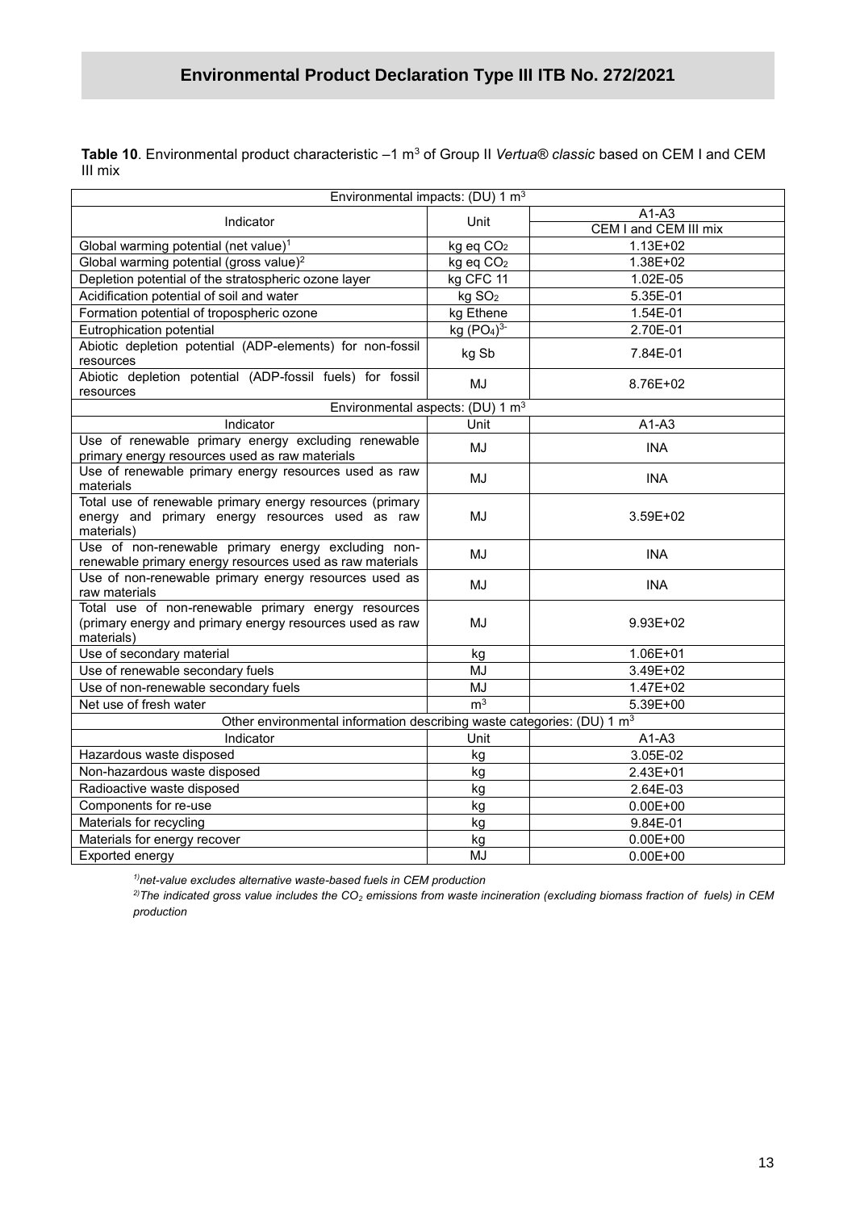**Table 10**. Environmental product characteristic –1 m$^3$ of Group II *Vertua® classic* based on CEM I and CEM III mix

| Environmental impacts: (DU) 1 m$^3$ | | |
|---|---|---|
| Indicator | Unit | A1-A3 |
| | | CEM I and CEM III mix |
| Global warming potential (net value)[1] | kg eq $CO_2$ | 1.13E+02 |
| Global warming potential (gross value)[2] | kg eq $CO_2$ | 1.38E+02 |
| Depletion potential of the stratospheric ozone layer | kg CFC 11 | 1.02E-05 |
| Acidification potential of soil and water | kg $SO_2$ | 5.35E-01 |
| Formation potential of tropospheric ozone | kg Ethene | 1.54E-01 |
| Eutrophication potential | kg $(PO_4)^{3-}$ | 2.70E-01 |
| Abiotic depletion potential (ADP-elements) for non-fossil resources | kg Sb | 7.84E-01 |
| Abiotic depletion potential (ADP-fossil fuels) for fossil resources | MJ | 8.76E+02 |
| **Environmental aspects: (DU) 1 m$^3$** | | |
| Indicator | Unit | A1-A3 |
| Use of renewable primary energy excluding renewable primary energy resources used as raw materials | MJ | INA |
| Use of renewable primary energy resources used as raw materials | MJ | INA |
| Total use of renewable primary energy resources (primary energy and primary energy resources used as raw materials) | MJ | 3.59E+02 |
| Use of non-renewable primary energy excluding non-renewable primary energy resources used as raw materials | MJ | INA |
| Use of non-renewable primary energy resources used as raw materials | MJ | INA |
| Total use of non-renewable primary energy resources (primary energy and primary energy resources used as raw materials) | MJ | 9.93E+02 |
| Use of secondary material | kg | 1.06E+01 |
| Use of renewable secondary fuels | MJ | 3.49E+02 |
| Use of non-renewable secondary fuels | MJ | 1.47E+02 |
| Net use of fresh water | m$^3$ | 5.39E+00 |
| **Other environmental information describing waste categories: (DU) 1 m$^3$** | | |
| Indicator | Unit | A1-A3 |
| Hazardous waste disposed | kg | 3.05E-02 |
| Non-hazardous waste disposed | kg | 2.43E+01 |
| Radioactive waste disposed | kg | 2.64E-03 |
| Components for re-use | kg | 0.00E+00 |
| Materials for recycling | kg | 9.84E-01 |
| Materials for energy recover | kg | 0.00E+00 |
| Exported energy | MJ | 0.00E+00 |

*[1] net-value excludes alternative waste-based fuels in CEM production*

*[2] The indicated gross value includes the $CO_2$ emissions from waste incineration (excluding biomass fraction of fuels) in CEM production*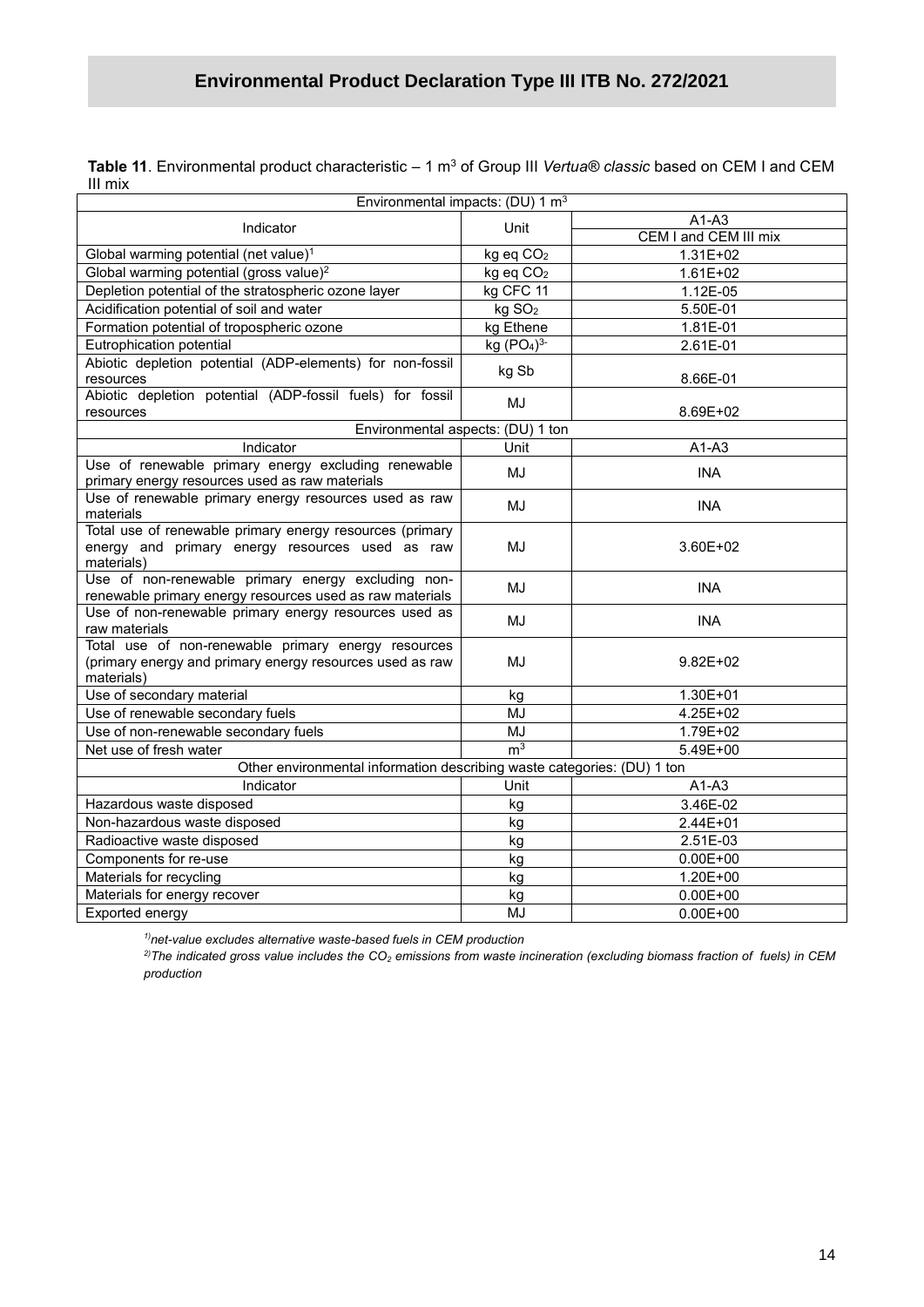**Table 11**. Environmental product characteristic – 1 m$^3$ of Group III *Vertua® classic* based on CEM I and CEM III mix

| Environmental impacts: (DU) 1 m$^3$ | | |
|---|---|---|
| Indicator | Unit | A1-A3 |
| | | CEM I and CEM III mix |
| Global warming potential (net value)[1] | kg eq $CO_2$ | 1.31E+02 |
| Global warming potential (gross value)[2] | kg eq $CO_2$ | 1.61E+02 |
| Depletion potential of the stratospheric ozone layer | kg CFC 11 | 1.12E-05 |
| Acidification potential of soil and water | kg $SO_2$ | 5.50E-01 |
| Formation potential of tropospheric ozone | kg Ethene | 1.81E-01 |
| Eutrophication potential | kg $(PO_4)^{3-}$ | 2.61E-01 |
| Abiotic depletion potential (ADP-elements) for non-fossil resources | kg Sb | 8.66E-01 |
| Abiotic depletion potential (ADP-fossil fuels) for fossil resources | MJ | 8.69E+02 |
| **Environmental aspects: (DU) 1 ton** | | |
| Indicator | Unit | A1-A3 |
| Use of renewable primary energy excluding renewable primary energy resources used as raw materials | MJ | INA |
| Use of renewable primary energy resources used as raw materials | MJ | INA |
| Total use of renewable primary energy resources (primary energy and primary energy resources used as raw materials) | MJ | 3.60E+02 |
| Use of non-renewable primary energy excluding non-renewable primary energy resources used as raw materials | MJ | INA |
| Use of non-renewable primary energy resources used as raw materials | MJ | INA |
| Total use of non-renewable primary energy resources (primary energy and primary energy resources used as raw materials) | MJ | 9.82E+02 |
| Use of secondary material | kg | 1.30E+01 |
| Use of renewable secondary fuels | MJ | 4.25E+02 |
| Use of non-renewable secondary fuels | MJ | 1.79E+02 |
| Net use of fresh water | m$^3$ | 5.49E+00 |
| **Other environmental information describing waste categories: (DU) 1 ton** | | |
| Indicator | Unit | A1-A3 |
| Hazardous waste disposed | kg | 3.46E-02 |
| Non-hazardous waste disposed | kg | 2.44E+01 |
| Radioactive waste disposed | kg | 2.51E-03 |
| Components for re-use | kg | 0.00E+00 |
| Materials for recycling | kg | 1.20E+00 |
| Materials for energy recover | kg | 0.00E+00 |
| Exported energy | MJ | 0.00E+00 |

*[1] net-value excludes alternative waste-based fuels in CEM production*

*[2] The indicated gross value includes the $CO_2$ emissions from waste incineration (excluding biomass fraction of fuels) in CEM production*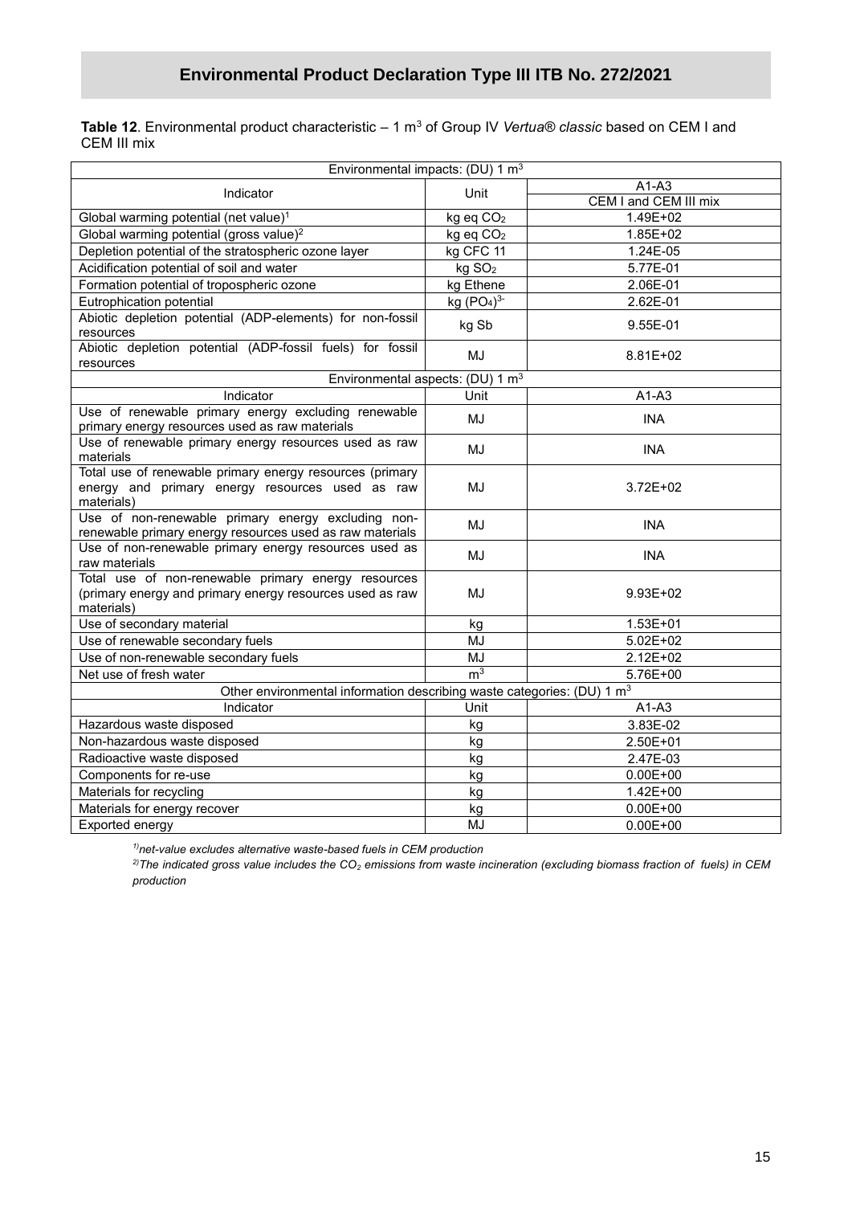# Environmental Product Declaration Type III ITB No. 272/2021

**Table 12**. Environmental product characteristic – 1 $m^3$ of Group IV *Vertua® classic* based on CEM I and CEM III mix

| Environmental impacts: (DU) 1 $m^3$ | | |
|---|---|---|
| Indicator | Unit | A1-A3<br>CEM I and CEM III mix |
| Global warming potential (net value)[1] | kg eq $CO_2$ | 1.49E+02 |
| Global warming potential (gross value)[2] | kg eq $CO_2$ | 1.85E+02 |
| Depletion potential of the stratospheric ozone layer | kg CFC 11 | 1.24E-05 |
| Acidification potential of soil and water | kg $SO_2$ | 5.77E-01 |
| Formation potential of tropospheric ozone | kg Ethene | 2.06E-01 |
| Eutrophication potential | kg $(PO_4)^{3-}$ | 2.62E-01 |
| Abiotic depletion potential (ADP-elements) for non-fossil resources | kg Sb | 9.55E-01 |
| Abiotic depletion potential (ADP-fossil fuels) for fossil resources | MJ | 8.81E+02 |
| **Environmental aspects: (DU) 1 $m^3$** | | |
| Indicator | Unit | A1-A3 |
| Use of renewable primary energy excluding renewable primary energy resources used as raw materials | MJ | INA |
| Use of renewable primary energy resources used as raw materials | MJ | INA |
| Total use of renewable primary energy resources (primary energy and primary energy resources used as raw materials) | MJ | 3.72E+02 |
| Use of non-renewable primary energy excluding non-renewable primary energy resources used as raw materials | MJ | INA |
| Use of non-renewable primary energy resources used as raw materials | MJ | INA |
| Total use of non-renewable primary energy resources (primary energy and primary energy resources used as raw materials) | MJ | 9.93E+02 |
| Use of secondary material | kg | 1.53E+01 |
| Use of renewable secondary fuels | MJ | 5.02E+02 |
| Use of non-renewable secondary fuels | MJ | 2.12E+02 |
| Net use of fresh water | $m^3$ | 5.76E+00 |
| **Other environmental information describing waste categories: (DU) 1 $m^3$** | | |
| Indicator | Unit | A1-A3 |
| Hazardous waste disposed | kg | 3.83E-02 |
| Non-hazardous waste disposed | kg | 2.50E+01 |
| Radioactive waste disposed | kg | 2.47E-03 |
| Components for re-use | kg | 0.00E+00 |
| Materials for recycling | kg | 1.42E+00 |
| Materials for energy recover | kg | 0.00E+00 |
| Exported energy | MJ | 0.00E+00 |

*[1] net-value excludes alternative waste-based fuels in CEM production*

*[2] The indicated gross value includes the $CO_2$ emissions from waste incineration (excluding biomass fraction of fuels) in CEM production*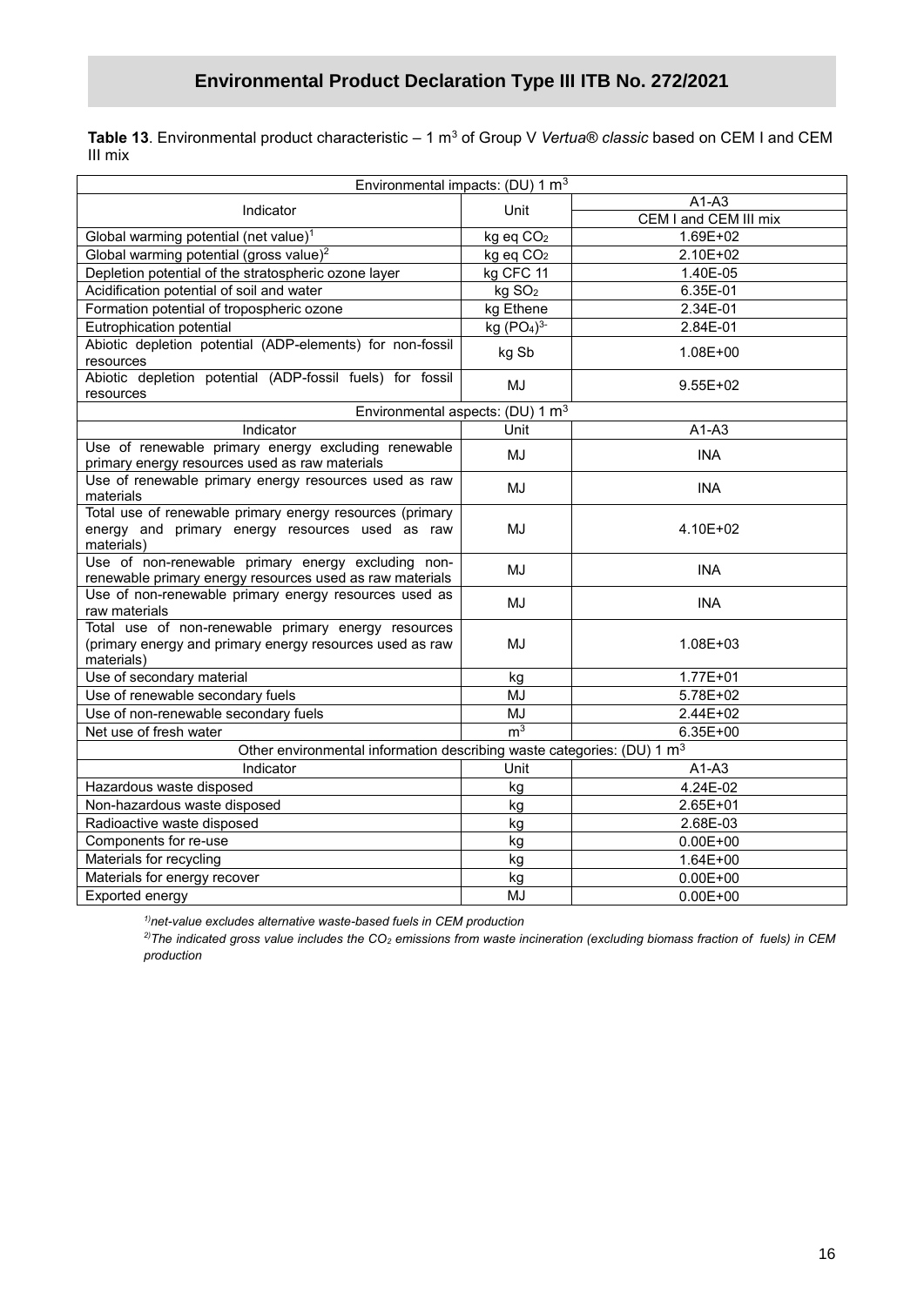## Environmental Product Declaration Type III ITB No. 272/2021

**Table 13**. Environmental product characteristic – 1 m$^3$ of Group V *Vertua® classic* based on CEM I and CEM III mix

| Environmental impacts: (DU) 1 m$^3$ | | |
|---|---|---|
| Indicator | Unit | A1-A3 |
| | | CEM I and CEM III mix |
| Global warming potential (net value)[1] | kg eq $CO_2$ | 1.69E+02 |
| Global warming potential (gross value)[2] | kg eq $CO_2$ | 2.10E+02 |
| Depletion potential of the stratospheric ozone layer | kg CFC 11 | 1.40E-05 |
| Acidification potential of soil and water | kg $SO_2$ | 6.35E-01 |
| Formation potential of tropospheric ozone | kg Ethene | 2.34E-01 |
| Eutrophication potential | kg $(PO_4)^{3-}$ | 2.84E-01 |
| Abiotic depletion potential (ADP-elements) for non-fossil resources | kg Sb | 1.08E+00 |
| Abiotic depletion potential (ADP-fossil fuels) for fossil resources | MJ | 9.55E+02 |
| **Environmental aspects: (DU) 1 m$^3$** | | |
| Indicator | Unit | A1-A3 |
| Use of renewable primary energy excluding renewable primary energy resources used as raw materials | MJ | INA |
| Use of renewable primary energy resources used as raw materials | MJ | INA |
| Total use of renewable primary energy resources (primary energy and primary energy resources used as raw materials) | MJ | 4.10E+02 |
| Use of non-renewable primary energy excluding non-renewable primary energy resources used as raw materials | MJ | INA |
| Use of non-renewable primary energy resources used as raw materials | MJ | INA |
| Total use of non-renewable primary energy resources (primary energy and primary energy resources used as raw materials) | MJ | 1.08E+03 |
| Use of secondary material | kg | 1.77E+01 |
| Use of renewable secondary fuels | MJ | 5.78E+02 |
| Use of non-renewable secondary fuels | MJ | 2.44E+02 |
| Net use of fresh water | m$^3$ | 6.35E+00 |
| **Other environmental information describing waste categories: (DU) 1 m$^3$** | | |
| Indicator | Unit | A1-A3 |
| Hazardous waste disposed | kg | 4.24E-02 |
| Non-hazardous waste disposed | kg | 2.65E+01 |
| Radioactive waste disposed | kg | 2.68E-03 |
| Components for re-use | kg | 0.00E+00 |
| Materials for recycling | kg | 1.64E+00 |
| Materials for energy recover | kg | 0.00E+00 |
| Exported energy | MJ | 0.00E+00 |

*[1] net-value excludes alternative waste-based fuels in CEM production*

*[2] The indicated gross value includes the $CO_2$ emissions from waste incineration (excluding biomass fraction of fuels) in CEM production*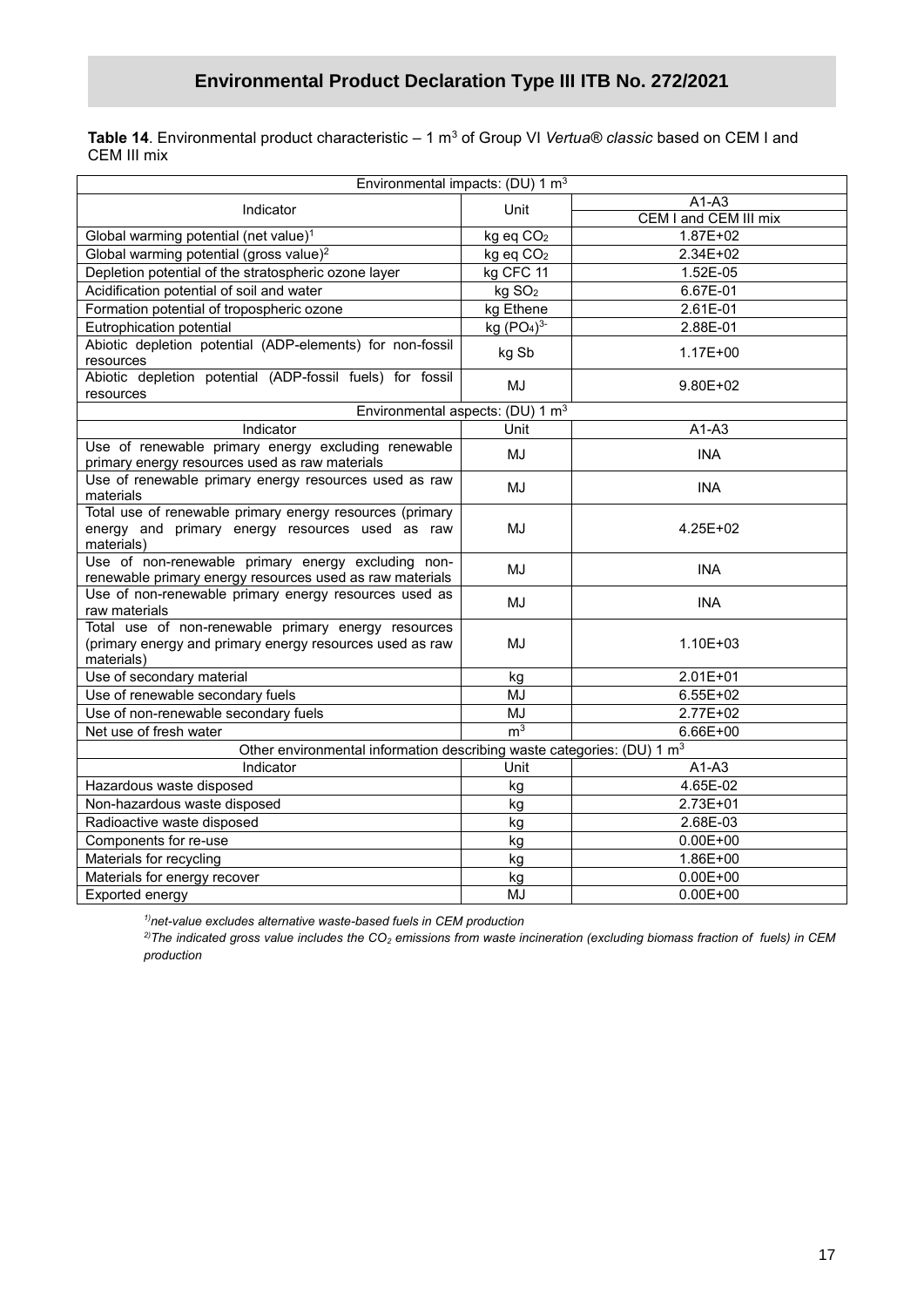## Environmental Product Declaration Type III ITB No. 272/2021

**Table 14**. Environmental product characteristic – 1 $m^3$ of Group VI *Vertua® classic* based on CEM I and CEM III mix

| Environmental impacts: (DU) 1 $m^3$ | | |
|---|---|---|
| Indicator | Unit | A1-A3 |
| | | CEM I and CEM III mix |
| Global warming potential (net value)[1] | kg eq $CO_2$ | 1.87E+02 |
| Global warming potential (gross value)[2] | kg eq $CO_2$ | 2.34E+02 |
| Depletion potential of the stratospheric ozone layer | kg CFC 11 | 1.52E-05 |
| Acidification potential of soil and water | kg $SO_2$ | 6.67E-01 |
| Formation potential of tropospheric ozone | kg Ethene | 2.61E-01 |
| Eutrophication potential | kg $(PO_4)^{3-}$ | 2.88E-01 |
| Abiotic depletion potential (ADP-elements) for non-fossil resources | kg Sb | 1.17E+00 |
| Abiotic depletion potential (ADP-fossil fuels) for fossil resources | MJ | 9.80E+02 |
| **Environmental aspects: (DU) 1 $m^3$** | | |
| Indicator | Unit | A1-A3 |
| Use of renewable primary energy excluding renewable primary energy resources used as raw materials | MJ | INA |
| Use of renewable primary energy resources used as raw materials | MJ | INA |
| Total use of renewable primary energy resources (primary energy and primary energy resources used as raw materials) | MJ | 4.25E+02 |
| Use of non-renewable primary energy excluding non-renewable primary energy resources used as raw materials | MJ | INA |
| Use of non-renewable primary energy resources used as raw materials | MJ | INA |
| Total use of non-renewable primary energy resources (primary energy and primary energy resources used as raw materials) | MJ | 1.10E+03 |
| Use of secondary material | kg | 2.01E+01 |
| Use of renewable secondary fuels | MJ | 6.55E+02 |
| Use of non-renewable secondary fuels | MJ | 2.77E+02 |
| Net use of fresh water | $m^3$ | 6.66E+00 |
| **Other environmental information describing waste categories: (DU) 1 $m^3$** | | |
| Indicator | Unit | A1-A3 |
| Hazardous waste disposed | kg | 4.65E-02 |
| Non-hazardous waste disposed | kg | 2.73E+01 |
| Radioactive waste disposed | kg | 2.68E-03 |
| Components for re-use | kg | 0.00E+00 |
| Materials for recycling | kg | 1.86E+00 |
| Materials for energy recover | kg | 0.00E+00 |
| Exported energy | MJ | 0.00E+00 |

*[1)] net-value excludes alternative waste-based fuels in CEM production*

*[2)] The indicated gross value includes the $CO_2$ emissions from waste incineration (excluding biomass fraction of fuels) in CEM production*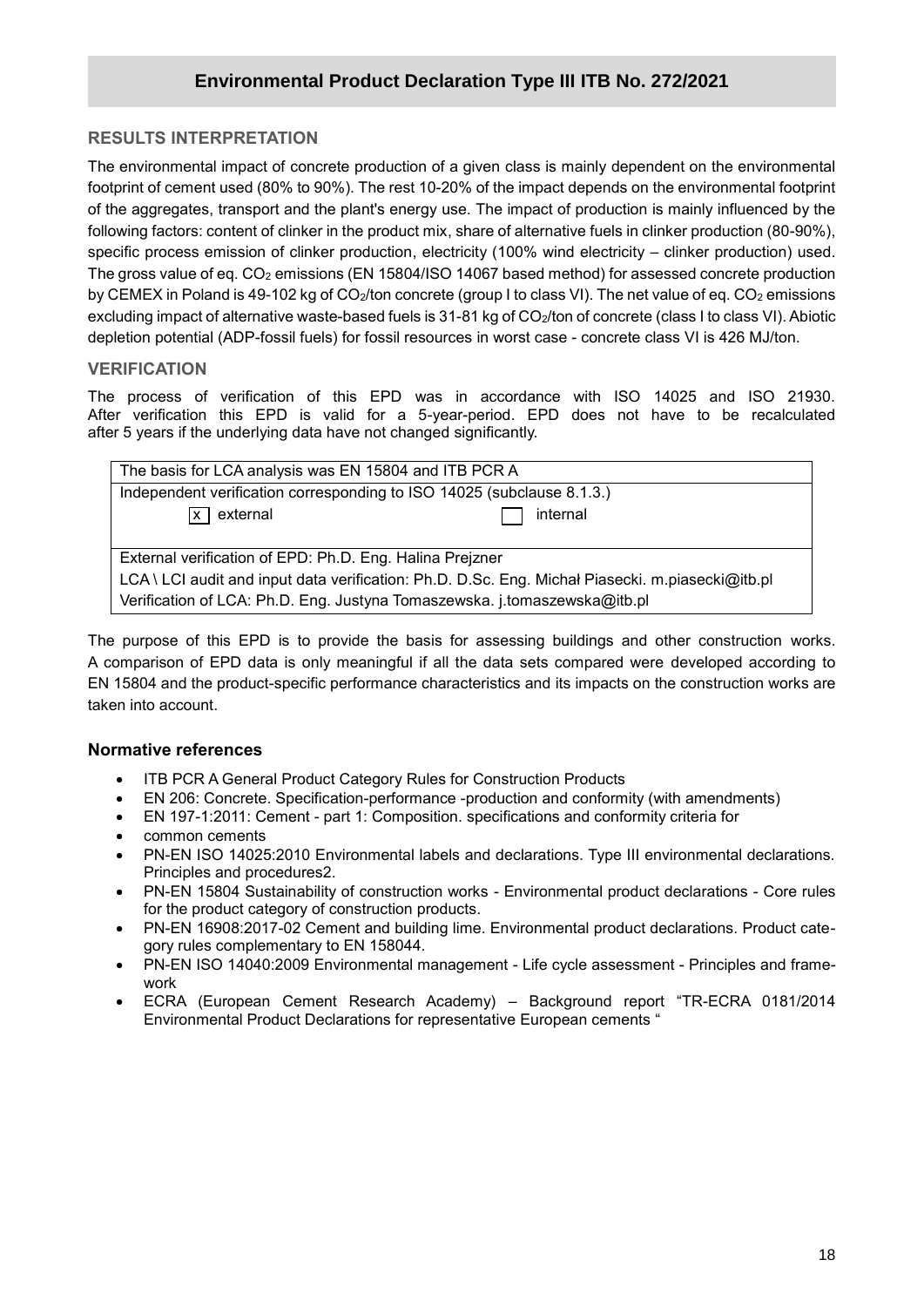## RESULTS INTERPRETATION

The environmental impact of concrete production of a given class is mainly dependent on the environmental footprint of cement used (80% to 90%). The rest 10-20% of the impact depends on the environmental footprint of the aggregates, transport and the plant's energy use. The impact of production is mainly influenced by the following factors: content of clinker in the product mix, share of alternative fuels in clinker production (80-90%), specific process emission of clinker production, electricity (100% wind electricity – clinker production) used. The gross value of eq. $CO_2$ emissions (EN 15804/ISO 14067 based method) for assessed concrete production by CEMEX in Poland is 49-102 kg of $CO_2$/ton concrete (group I to class VI). The net value of eq. $CO_2$ emissions excluding impact of alternative waste-based fuels is 31-81 kg of $CO_2$/ton of concrete (class I to class VI). Abiotic depletion potential (ADP-fossil fuels) for fossil resources in worst case - concrete class VI is 426 MJ/ton.

## VERIFICATION

The process of verification of this EPD was in accordance with ISO 14025 and ISO 21930. After verification this EPD is valid for a 5-year-period. EPD does not have to be recalculated after 5 years if the underlying data have not changed significantly.

| The basis for LCA analysis was EN 15804 and ITB PCR A | |
|---|---|
| Independent verification corresponding to ISO 14025 (subclause 8.1.3.) | |
| [x] external | [ ] internal |
| External verification of EPD: Ph.D. Eng. Halina Prejzner | |
| LCA \ LCI audit and input data verification: Ph.D. D.Sc. Eng. Michał Piasecki. m.piasecki@itb.pl | |
| Verification of LCA: Ph.D. Eng. Justyna Tomaszewska. j.tomaszewska@itb.pl | |

The purpose of this EPD is to provide the basis for assessing buildings and other construction works. A comparison of EPD data is only meaningful if all the data sets compared were developed according to EN 15804 and the product-specific performance characteristics and its impacts on the construction works are taken into account.

### Normative references

- ITB PCR A General Product Category Rules for Construction Products
- EN 206: Concrete. Specification-performance -production and conformity (with amendments)
- EN 197-1:2011: Cement - part 1: Composition. specifications and conformity criteria for
- common cements
- PN-EN ISO 14025:2010 Environmental labels and declarations. Type III environmental declarations. Principles and procedures2.
- PN-EN 15804 Sustainability of construction works - Environmental product declarations - Core rules for the product category of construction products.
- PN-EN 16908:2017-02 Cement and building lime. Environmental product declarations. Product category rules complementary to EN 158044.
- PN-EN ISO 14040:2009 Environmental management - Life cycle assessment - Principles and framework
- ECRA (European Cement Research Academy) – Background report "TR-ECRA 0181/2014 Environmental Product Declarations for representative European cements "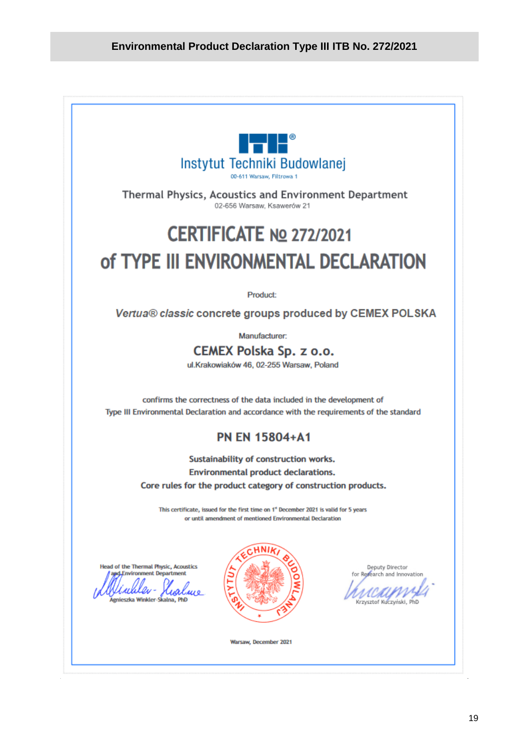Instytut Techniki Budowlanej

00-611 Warsaw, Filtrowa 1

Thermal Physics, Acoustics and Environment Department

02-656 Warsaw, Ksawerów 21

# CERTIFICATE № 272/2021

# of TYPE III ENVIRONMENTAL DECLARATION

Product:

*Vertua® classic* concrete groups produced by CEMEX POLSKA

Manufacturer:

**CEMEX Polska Sp. z o.o.**

ul.Krakowiaków 46, 02-255 Warsaw, Poland

confirms the correctness of the data included in the development of Type III Environmental Declaration and accordance with the requirements of the standard

## PN EN 15804+A1

**Sustainability of construction works.**
**Environmental product declarations.**
**Core rules for the product category of construction products.**

This certificate, issued for the first time on 1st December 2021 is valid for 5 years or until amendment of mentioned Environmental Declaration

Head of the Thermal Physic, Acoustics and Environment Department

Agnieszka Winkler-Skalna, PhD

INSTYTUT TECHNIKI BUDOWLANEJ

Deputy Director for Research and Innovation

Krzysztof Kuczyński, PhD

Warsaw, December 2021